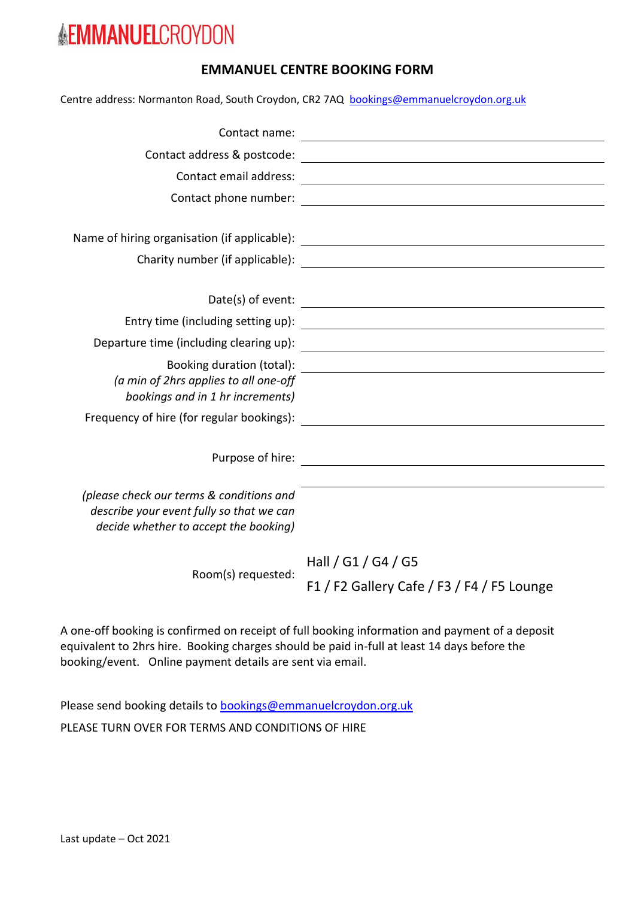EMMANUELCROYDON

# EMMANUEL CENTRE BOOKING FORM

Centre address: Normanton Road, South Croydon, CR2 7AQ bookings@emmanuelcroydon.org.uk

Contact name: \_\_\_\_\_\_\_\_\_\_\_\_\_\_\_\_\_\_\_\_

Contact address & postcode: \_\_\_\_\_\_\_\_\_\_\_\_\_\_\_\_\_\_\_\_

Contact email address: \_\_\_\_\_\_\_\_\_\_\_\_\_\_\_\_\_\_\_\_

Contact phone number: \_\_\_\_\_\_\_\_\_\_\_\_\_\_\_\_\_\_\_\_

Name of hiring organisation (if applicable): \_\_\_\_\_\_\_\_\_\_\_\_\_\_\_\_\_\_\_\_

Charity number (if applicable): \_\_\_\_\_\_\_\_\_\_\_\_\_\_\_\_\_\_\_\_

Date(s) of event: \_\_\_\_\_\_\_\_\_\_\_\_\_\_\_\_\_\_\_\_

Entry time (including setting up): \_\_\_\_\_\_\_\_\_\_\_\_\_\_\_\_\_\_\_\_

Departure time (including clearing up): \_\_\_\_\_\_\_\_\_\_\_\_\_\_\_\_\_\_\_\_

Booking duration (total): \_\_\_\_\_\_\_\_\_\_\_\_\_\_\_\_\_\_\_\_
*(a min of 2hrs applies to all one-off bookings and in 1 hr increments)*

Frequency of hire (for regular bookings): \_\_\_\_\_\_\_\_\_\_\_\_\_\_\_\_\_\_\_\_

Purpose of hire: \_\_\_\_\_\_\_\_\_\_\_\_\_\_\_\_\_\_\_\_

\_\_\_\_\_\_\_\_\_\_\_\_\_\_\_\_\_\_\_\_

*(please check our terms & conditions and describe your event fully so that we can decide whether to accept the booking)*

Room(s) requested: Hall / G1 / G4 / G5
F1 / F2 Gallery Cafe / F3 / F4 / F5 Lounge

A one-off booking is confirmed on receipt of full booking information and payment of a deposit equivalent to 2hrs hire. Booking charges should be paid in-full at least 14 days before the booking/event. Online payment details are sent via email.

Please send booking details to bookings@emmanuelcroydon.org.uk

PLEASE TURN OVER FOR TERMS AND CONDITIONS OF HIRE

Last update – Oct 2021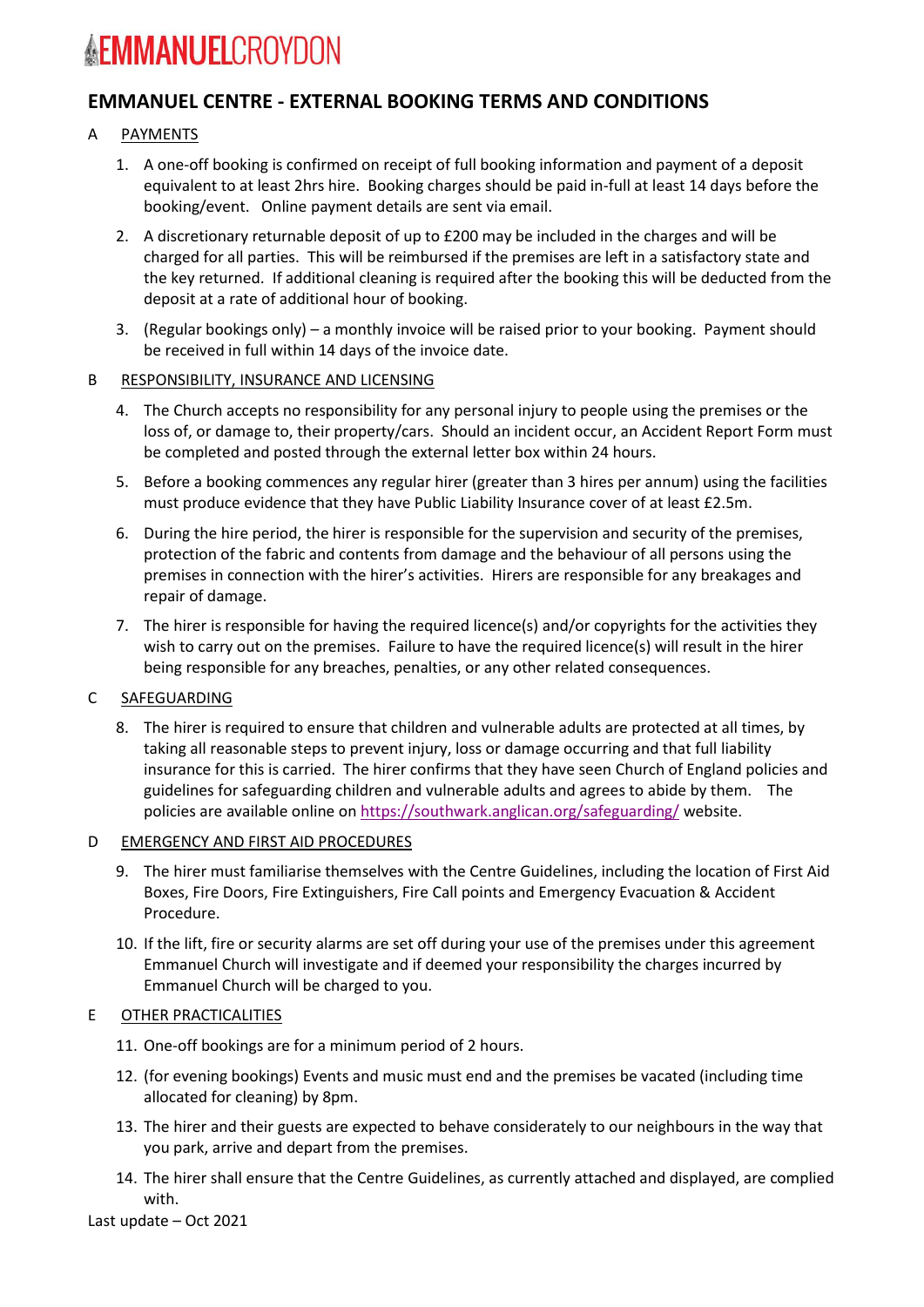# EMMANUELCROYDON

## EMMANUEL CENTRE - EXTERNAL BOOKING TERMS AND CONDITIONS

### A PAYMENTS

1. A one-off booking is confirmed on receipt of full booking information and payment of a deposit equivalent to at least 2hrs hire. Booking charges should be paid in-full at least 14 days before the booking/event. Online payment details are sent via email.
2. A discretionary returnable deposit of up to £200 may be included in the charges and will be charged for all parties. This will be reimbursed if the premises are left in a satisfactory state and the key returned. If additional cleaning is required after the booking this will be deducted from the deposit at a rate of additional hour of booking.
3. (Regular bookings only) – a monthly invoice will be raised prior to your booking. Payment should be received in full within 14 days of the invoice date.

### B RESPONSIBILITY, INSURANCE AND LICENSING

4. The Church accepts no responsibility for any personal injury to people using the premises or the loss of, or damage to, their property/cars. Should an incident occur, an Accident Report Form must be completed and posted through the external letter box within 24 hours.
5. Before a booking commences any regular hirer (greater than 3 hires per annum) using the facilities must produce evidence that they have Public Liability Insurance cover of at least £2.5m.
6. During the hire period, the hirer is responsible for the supervision and security of the premises, protection of the fabric and contents from damage and the behaviour of all persons using the premises in connection with the hirer's activities. Hirers are responsible for any breakages and repair of damage.
7. The hirer is responsible for having the required licence(s) and/or copyrights for the activities they wish to carry out on the premises. Failure to have the required licence(s) will result in the hirer being responsible for any breaches, penalties, or any other related consequences.

### C SAFEGUARDING

8. The hirer is required to ensure that children and vulnerable adults are protected at all times, by taking all reasonable steps to prevent injury, loss or damage occurring and that full liability insurance for this is carried. The hirer confirms that they have seen Church of England policies and guidelines for safeguarding children and vulnerable adults and agrees to abide by them. The policies are available online on [https://southwark.anglican.org/safeguarding/](https://southwark.anglican.org/safeguarding/) website.

### D EMERGENCY AND FIRST AID PROCEDURES

9. The hirer must familiarise themselves with the Centre Guidelines, including the location of First Aid Boxes, Fire Doors, Fire Extinguishers, Fire Call points and Emergency Evacuation & Accident Procedure.
10. If the lift, fire or security alarms are set off during your use of the premises under this agreement Emmanuel Church will investigate and if deemed your responsibility the charges incurred by Emmanuel Church will be charged to you.

### E OTHER PRACTICALITIES

11. One-off bookings are for a minimum period of 2 hours.
12. (for evening bookings) Events and music must end and the premises be vacated (including time allocated for cleaning) by 8pm.
13. The hirer and their guests are expected to behave considerately to our neighbours in the way that you park, arrive and depart from the premises.
14. The hirer shall ensure that the Centre Guidelines, as currently attached and displayed, are complied with.

Last update – Oct 2021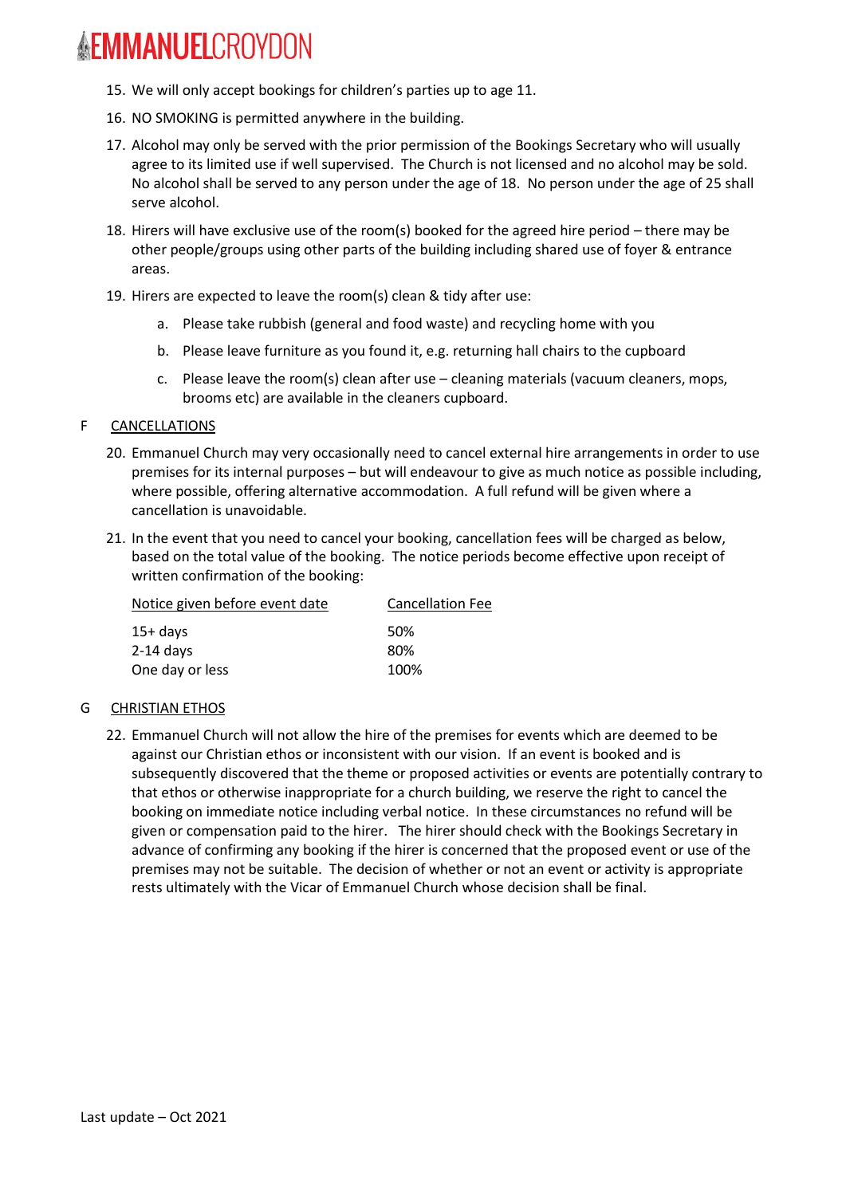15. We will only accept bookings for children's parties up to age 11.
16. NO SMOKING is permitted anywhere in the building.
17. Alcohol may only be served with the prior permission of the Bookings Secretary who will usually agree to its limited use if well supervised. The Church is not licensed and no alcohol may be sold. No alcohol shall be served to any person under the age of 18. No person under the age of 25 shall serve alcohol.
18. Hirers will have exclusive use of the room(s) booked for the agreed hire period – there may be other people/groups using other parts of the building including shared use of foyer & entrance areas.
19. Hirers are expected to leave the room(s) clean & tidy after use:
    a. Please take rubbish (general and food waste) and recycling home with you
    b. Please leave furniture as you found it, e.g. returning hall chairs to the cupboard
    c. Please leave the room(s) clean after use – cleaning materials (vacuum cleaners, mops, brooms etc) are available in the cleaners cupboard.

## F CANCELLATIONS

20. Emmanuel Church may very occasionally need to cancel external hire arrangements in order to use premises for its internal purposes – but will endeavour to give as much notice as possible including, where possible, offering alternative accommodation. A full refund will be given where a cancellation is unavoidable.
21. In the event that you need to cancel your booking, cancellation fees will be charged as below, based on the total value of the booking. The notice periods become effective upon receipt of written confirmation of the booking:

| Notice given before event date | Cancellation Fee |
|---|---|
| 15+ days | 50% |
| 2-14 days | 80% |
| One day or less | 100% |

## G CHRISTIAN ETHOS

22. Emmanuel Church will not allow the hire of the premises for events which are deemed to be against our Christian ethos or inconsistent with our vision. If an event is booked and is subsequently discovered that the theme or proposed activities or events are potentially contrary to that ethos or otherwise inappropriate for a church building, we reserve the right to cancel the booking on immediate notice including verbal notice. In these circumstances no refund will be given or compensation paid to the hirer. The hirer should check with the Bookings Secretary in advance of confirming any booking if the hirer is concerned that the proposed event or use of the premises may not be suitable. The decision of whether or not an event or activity is appropriate rests ultimately with the Vicar of Emmanuel Church whose decision shall be final.

Last update – Oct 2021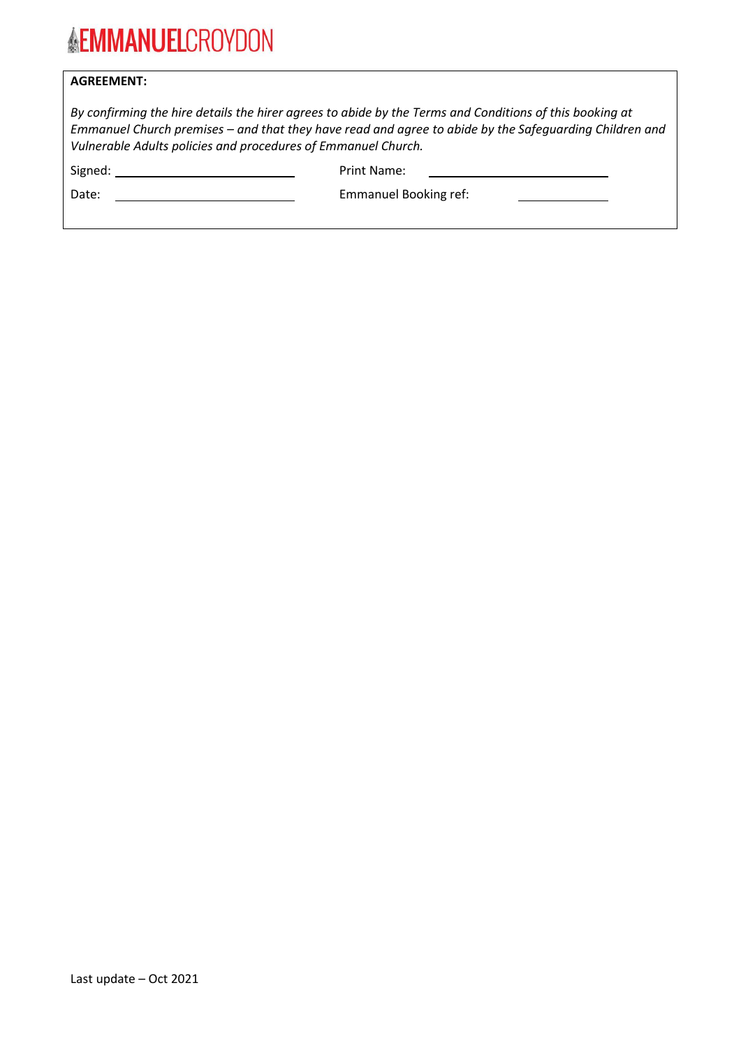**AGREEMENT:**

*By confirming the hire details the hirer agrees to abide by the Terms and Conditions of this booking at Emmanuel Church premises – and that they have read and agree to abide by the Safeguarding Children and Vulnerable Adults policies and procedures of Emmanuel Church.*

Signed: ____________________________ Print Name: ____________________________

Date: ____________________________ Emmanuel Booking ref: ______________

Last update – Oct 2021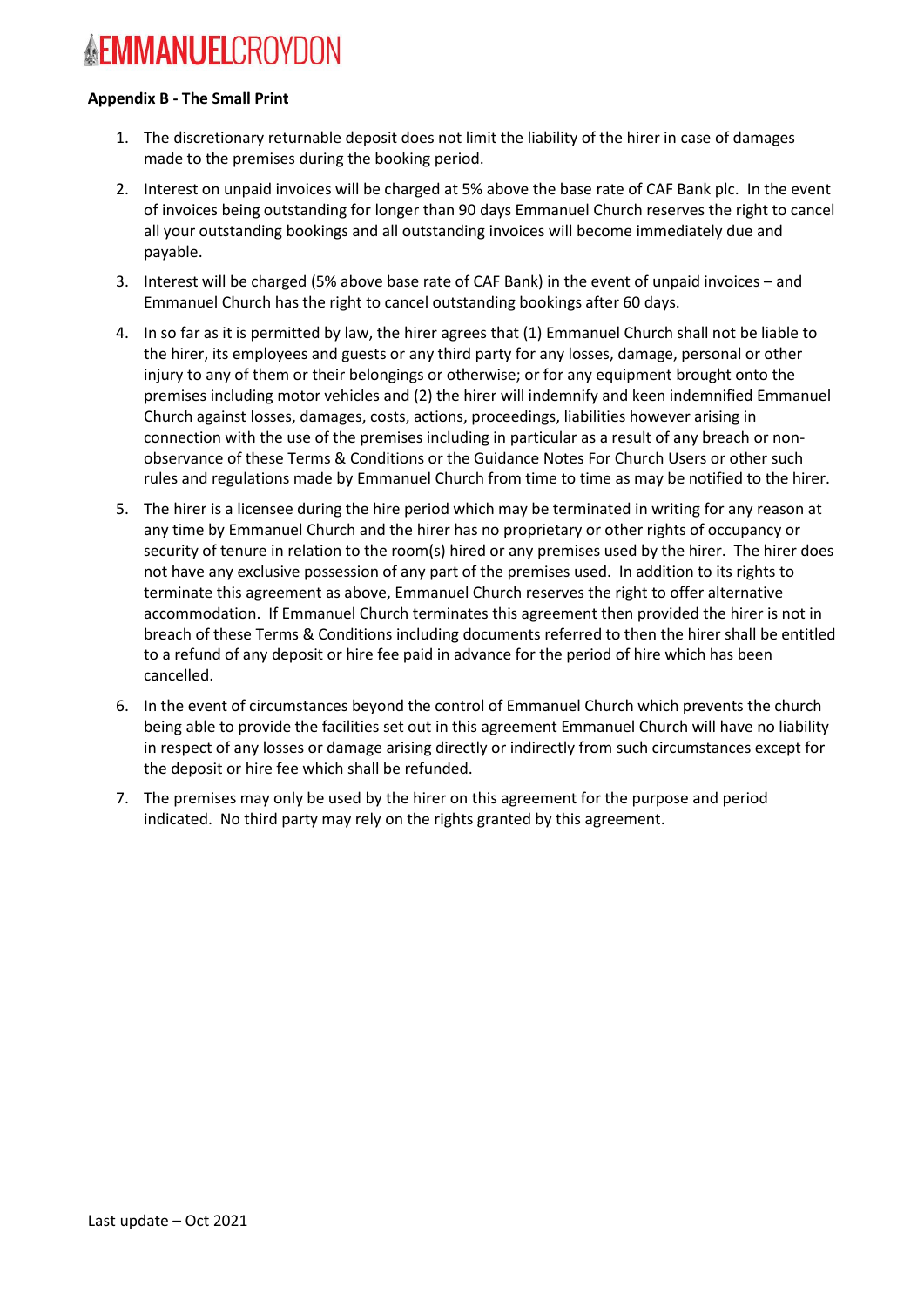**Appendix B - The Small Print**

1. The discretionary returnable deposit does not limit the liability of the hirer in case of damages made to the premises during the booking period.
2. Interest on unpaid invoices will be charged at 5% above the base rate of CAF Bank plc. In the event of invoices being outstanding for longer than 90 days Emmanuel Church reserves the right to cancel all your outstanding bookings and all outstanding invoices will become immediately due and payable.
3. Interest will be charged (5% above base rate of CAF Bank) in the event of unpaid invoices – and Emmanuel Church has the right to cancel outstanding bookings after 60 days.
4. In so far as it is permitted by law, the hirer agrees that (1) Emmanuel Church shall not be liable to the hirer, its employees and guests or any third party for any losses, damage, personal or other injury to any of them or their belongings or otherwise; or for any equipment brought onto the premises including motor vehicles and (2) the hirer will indemnify and keen indemnified Emmanuel Church against losses, damages, costs, actions, proceedings, liabilities however arising in connection with the use of the premises including in particular as a result of any breach or non-observance of these Terms & Conditions or the Guidance Notes For Church Users or other such rules and regulations made by Emmanuel Church from time to time as may be notified to the hirer.
5. The hirer is a licensee during the hire period which may be terminated in writing for any reason at any time by Emmanuel Church and the hirer has no proprietary or other rights of occupancy or security of tenure in relation to the room(s) hired or any premises used by the hirer. The hirer does not have any exclusive possession of any part of the premises used. In addition to its rights to terminate this agreement as above, Emmanuel Church reserves the right to offer alternative accommodation. If Emmanuel Church terminates this agreement then provided the hirer is not in breach of these Terms & Conditions including documents referred to then the hirer shall be entitled to a refund of any deposit or hire fee paid in advance for the period of hire which has been cancelled.
6. In the event of circumstances beyond the control of Emmanuel Church which prevents the church being able to provide the facilities set out in this agreement Emmanuel Church will have no liability in respect of any losses or damage arising directly or indirectly from such circumstances except for the deposit or hire fee which shall be refunded.
7. The premises may only be used by the hirer on this agreement for the purpose and period indicated. No third party may rely on the rights granted by this agreement.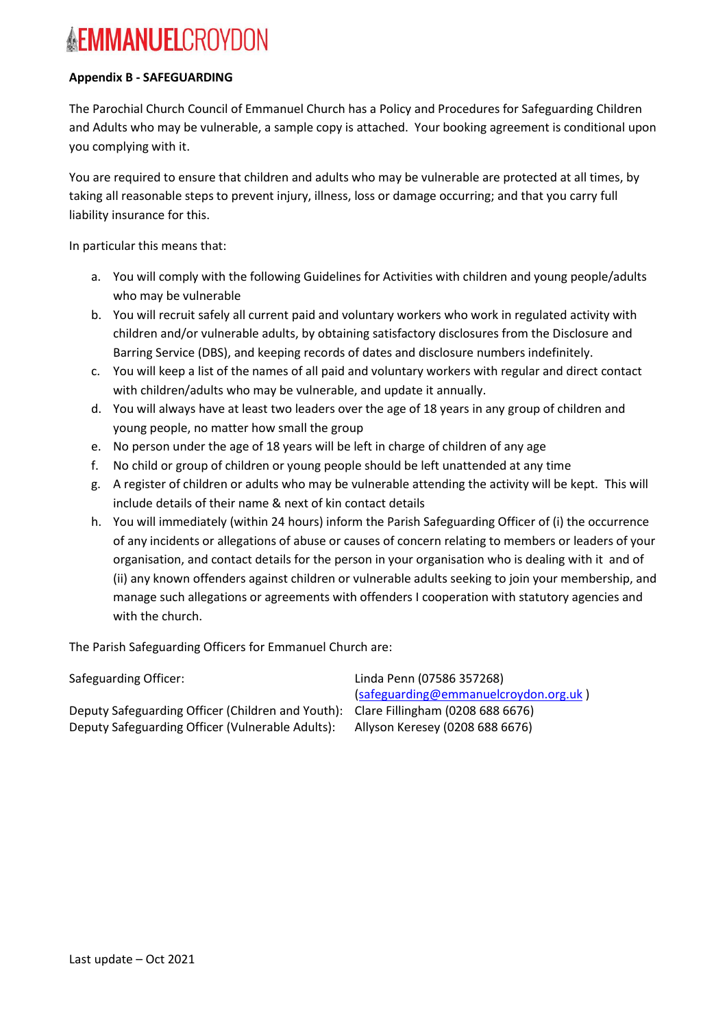# EMMANUELCROYDON

**Appendix B - SAFEGUARDING**

The Parochial Church Council of Emmanuel Church has a Policy and Procedures for Safeguarding Children and Adults who may be vulnerable, a sample copy is attached. Your booking agreement is conditional upon you complying with it.

You are required to ensure that children and adults who may be vulnerable are protected at all times, by taking all reasonable steps to prevent injury, illness, loss or damage occurring; and that you carry full liability insurance for this.

In particular this means that:

a. You will comply with the following Guidelines for Activities with children and young people/adults who may be vulnerable
b. You will recruit safely all current paid and voluntary workers who work in regulated activity with children and/or vulnerable adults, by obtaining satisfactory disclosures from the Disclosure and Barring Service (DBS), and keeping records of dates and disclosure numbers indefinitely.
c. You will keep a list of the names of all paid and voluntary workers with regular and direct contact with children/adults who may be vulnerable, and update it annually.
d. You will always have at least two leaders over the age of 18 years in any group of children and young people, no matter how small the group
e. No person under the age of 18 years will be left in charge of children of any age
f. No child or group of children or young people should be left unattended at any time
g. A register of children or adults who may be vulnerable attending the activity will be kept. This will include details of their name & next of kin contact details
h. You will immediately (within 24 hours) inform the Parish Safeguarding Officer of (i) the occurrence of any incidents or allegations of abuse or causes of concern relating to members or leaders of your organisation, and contact details for the person in your organisation who is dealing with it and of (ii) any known offenders against children or vulnerable adults seeking to join your membership, and manage such allegations or agreements with offenders I cooperation with statutory agencies and with the church.

The Parish Safeguarding Officers for Emmanuel Church are:

Safeguarding Officer: Linda Penn (07586 357268) (safeguarding@emmanuelcroydon.org.uk )
Deputy Safeguarding Officer (Children and Youth): Clare Fillingham (0208 688 6676)
Deputy Safeguarding Officer (Vulnerable Adults): Allyson Keresey (0208 688 6676)

Last update – Oct 2021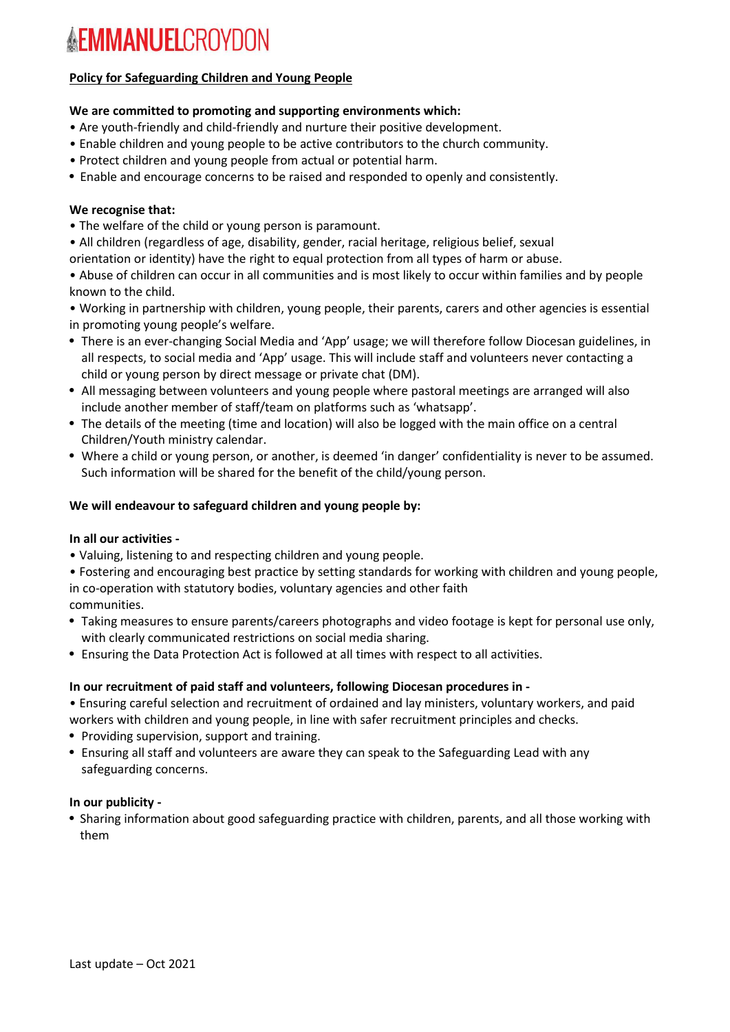**EMMANUELCROYDON**

**Policy for Safeguarding Children and Young People**

**We are committed to promoting and supporting environments which:**

- Are youth-friendly and child-friendly and nurture their positive development.
- Enable children and young people to be active contributors to the church community.
- Protect children and young people from actual or potential harm.
- Enable and encourage concerns to be raised and responded to openly and consistently.

**We recognise that:**

- The welfare of the child or young person is paramount.
- All children (regardless of age, disability, gender, racial heritage, religious belief, sexual orientation or identity) have the right to equal protection from all types of harm or abuse.
- Abuse of children can occur in all communities and is most likely to occur within families and by people known to the child.
- Working in partnership with children, young people, their parents, carers and other agencies is essential in promoting young people's welfare.
- There is an ever-changing Social Media and 'App' usage; we will therefore follow Diocesan guidelines, in all respects, to social media and 'App' usage. This will include staff and volunteers never contacting a child or young person by direct message or private chat (DM).
- All messaging between volunteers and young people where pastoral meetings are arranged will also include another member of staff/team on platforms such as 'whatsapp'.
- The details of the meeting (time and location) will also be logged with the main office on a central Children/Youth ministry calendar.
- Where a child or young person, or another, is deemed 'in danger' confidentiality is never to be assumed. Such information will be shared for the benefit of the child/young person.

**We will endeavour to safeguard children and young people by:**

**In all our activities -**

- Valuing, listening to and respecting children and young people.
- Fostering and encouraging best practice by setting standards for working with children and young people, in co-operation with statutory bodies, voluntary agencies and other faith communities.
- Taking measures to ensure parents/careers photographs and video footage is kept for personal use only, with clearly communicated restrictions on social media sharing.
- Ensuring the Data Protection Act is followed at all times with respect to all activities.

**In our recruitment of paid staff and volunteers, following Diocesan procedures in -**

- Ensuring careful selection and recruitment of ordained and lay ministers, voluntary workers, and paid workers with children and young people, in line with safer recruitment principles and checks.
- Providing supervision, support and training.
- Ensuring all staff and volunteers are aware they can speak to the Safeguarding Lead with any safeguarding concerns.

**In our publicity -**

- Sharing information about good safeguarding practice with children, parents, and all those working with them

Last update – Oct 2021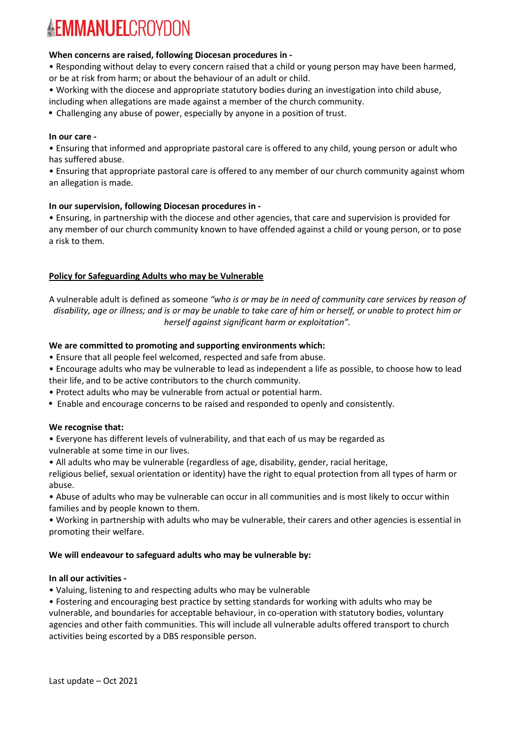**When concerns are raised, following Diocesan procedures in -**

- Responding without delay to every concern raised that a child or young person may have been harmed, or be at risk from harm; or about the behaviour of an adult or child.
- Working with the diocese and appropriate statutory bodies during an investigation into child abuse, including when allegations are made against a member of the church community.
- Challenging any abuse of power, especially by anyone in a position of trust.

**In our care -**

- Ensuring that informed and appropriate pastoral care is offered to any child, young person or adult who has suffered abuse.
- Ensuring that appropriate pastoral care is offered to any member of our church community against whom an allegation is made.

**In our supervision, following Diocesan procedures in -**

- Ensuring, in partnership with the diocese and other agencies, that care and supervision is provided for any member of our church community known to have offended against a child or young person, or to pose a risk to them.

## Policy for Safeguarding Adults who may be Vulnerable

A vulnerable adult is defined as someone *"who is or may be in need of community care services by reason of disability, age or illness; and is or may be unable to take care of him or herself, or unable to protect him or herself against significant harm or exploitation"*.

**We are committed to promoting and supporting environments which:**

- Ensure that all people feel welcomed, respected and safe from abuse.
- Encourage adults who may be vulnerable to lead as independent a life as possible, to choose how to lead their life, and to be active contributors to the church community.
- Protect adults who may be vulnerable from actual or potential harm.
- Enable and encourage concerns to be raised and responded to openly and consistently.

**We recognise that:**

- Everyone has different levels of vulnerability, and that each of us may be regarded as vulnerable at some time in our lives.
- All adults who may be vulnerable (regardless of age, disability, gender, racial heritage, religious belief, sexual orientation or identity) have the right to equal protection from all types of harm or abuse.
- Abuse of adults who may be vulnerable can occur in all communities and is most likely to occur within families and by people known to them.
- Working in partnership with adults who may be vulnerable, their carers and other agencies is essential in promoting their welfare.

**We will endeavour to safeguard adults who may be vulnerable by:**

**In all our activities -**

- Valuing, listening to and respecting adults who may be vulnerable
- Fostering and encouraging best practice by setting standards for working with adults who may be vulnerable, and boundaries for acceptable behaviour, in co-operation with statutory bodies, voluntary agencies and other faith communities. This will include all vulnerable adults offered transport to church activities being escorted by a DBS responsible person.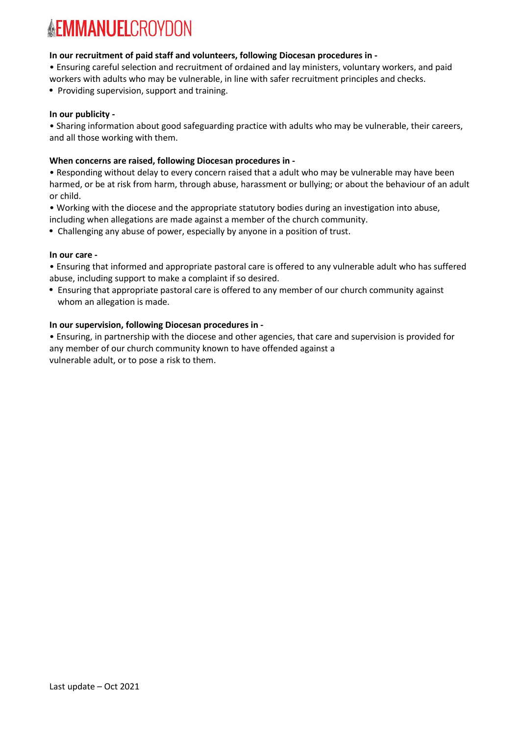**In our recruitment of paid staff and volunteers, following Diocesan procedures in -**

- Ensuring careful selection and recruitment of ordained and lay ministers, voluntary workers, and paid workers with adults who may be vulnerable, in line with safer recruitment principles and checks.
- Providing supervision, support and training.

**In our publicity -**

- Sharing information about good safeguarding practice with adults who may be vulnerable, their careers, and all those working with them.

**When concerns are raised, following Diocesan procedures in -**

- Responding without delay to every concern raised that a adult who may be vulnerable may have been harmed, or be at risk from harm, through abuse, harassment or bullying; or about the behaviour of an adult or child.
- Working with the diocese and the appropriate statutory bodies during an investigation into abuse, including when allegations are made against a member of the church community.
- Challenging any abuse of power, especially by anyone in a position of trust.

**In our care -**

- Ensuring that informed and appropriate pastoral care is offered to any vulnerable adult who has suffered abuse, including support to make a complaint if so desired.
- Ensuring that appropriate pastoral care is offered to any member of our church community against whom an allegation is made.

**In our supervision, following Diocesan procedures in -**

- Ensuring, in partnership with the diocese and other agencies, that care and supervision is provided for any member of our church community known to have offended against a vulnerable adult, or to pose a risk to them.

Last update – Oct 2021